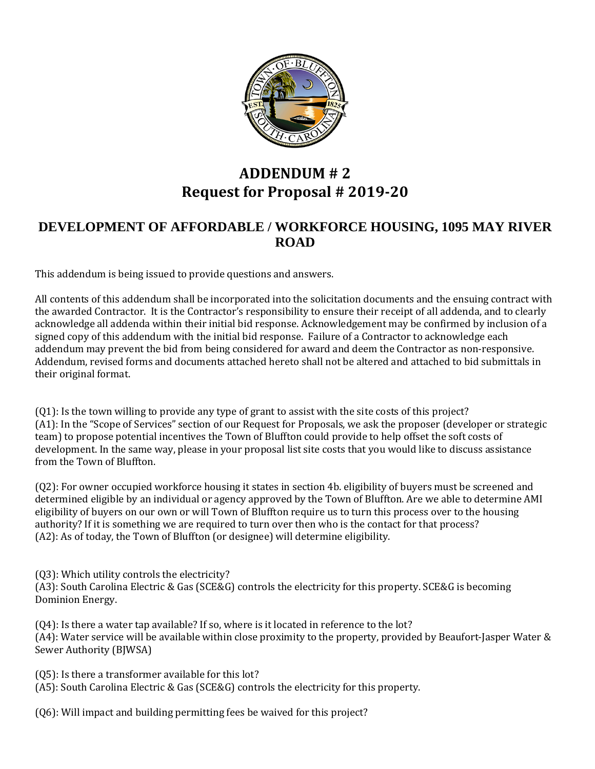# ADDENDUM # 2
# Request for Proposal # 2019-20

## DEVELOPMENT OF AFFORDABLE / WORKFORCE HOUSING, 1095 MAY RIVER ROAD

This addendum is being issued to provide questions and answers.

All contents of this addendum shall be incorporated into the solicitation documents and the ensuing contract with the awarded Contractor. It is the Contractor's responsibility to ensure their receipt of all addenda, and to clearly acknowledge all addenda within their initial bid response. Acknowledgement may be confirmed by inclusion of a signed copy of this addendum with the initial bid response. Failure of a Contractor to acknowledge each addendum may prevent the bid from being considered for award and deem the Contractor as non-responsive. Addendum, revised forms and documents attached hereto shall not be altered and attached to bid submittals in their original format.

(Q1): Is the town willing to provide any type of grant to assist with the site costs of this project?
(A1): In the "Scope of Services" section of our Request for Proposals, we ask the proposer (developer or strategic team) to propose potential incentives the Town of Bluffton could provide to help offset the soft costs of development. In the same way, please in your proposal list site costs that you would like to discuss assistance from the Town of Bluffton.

(Q2): For owner occupied workforce housing it states in section 4b. eligibility of buyers must be screened and determined eligible by an individual or agency approved by the Town of Bluffton. Are we able to determine AMI eligibility of buyers on our own or will Town of Bluffton require us to turn this process over to the housing authority? If it is something we are required to turn over then who is the contact for that process?
(A2): As of today, the Town of Bluffton (or designee) will determine eligibility.

(Q3): Which utility controls the electricity?
(A3): South Carolina Electric & Gas (SCE&G) controls the electricity for this property. SCE&G is becoming Dominion Energy.

(Q4): Is there a water tap available? If so, where is it located in reference to the lot?
(A4): Water service will be available within close proximity to the property, provided by Beaufort-Jasper Water & Sewer Authority (BJWSA)

(Q5): Is there a transformer available for this lot?
(A5): South Carolina Electric & Gas (SCE&G) controls the electricity for this property.

(Q6): Will impact and building permitting fees be waived for this project?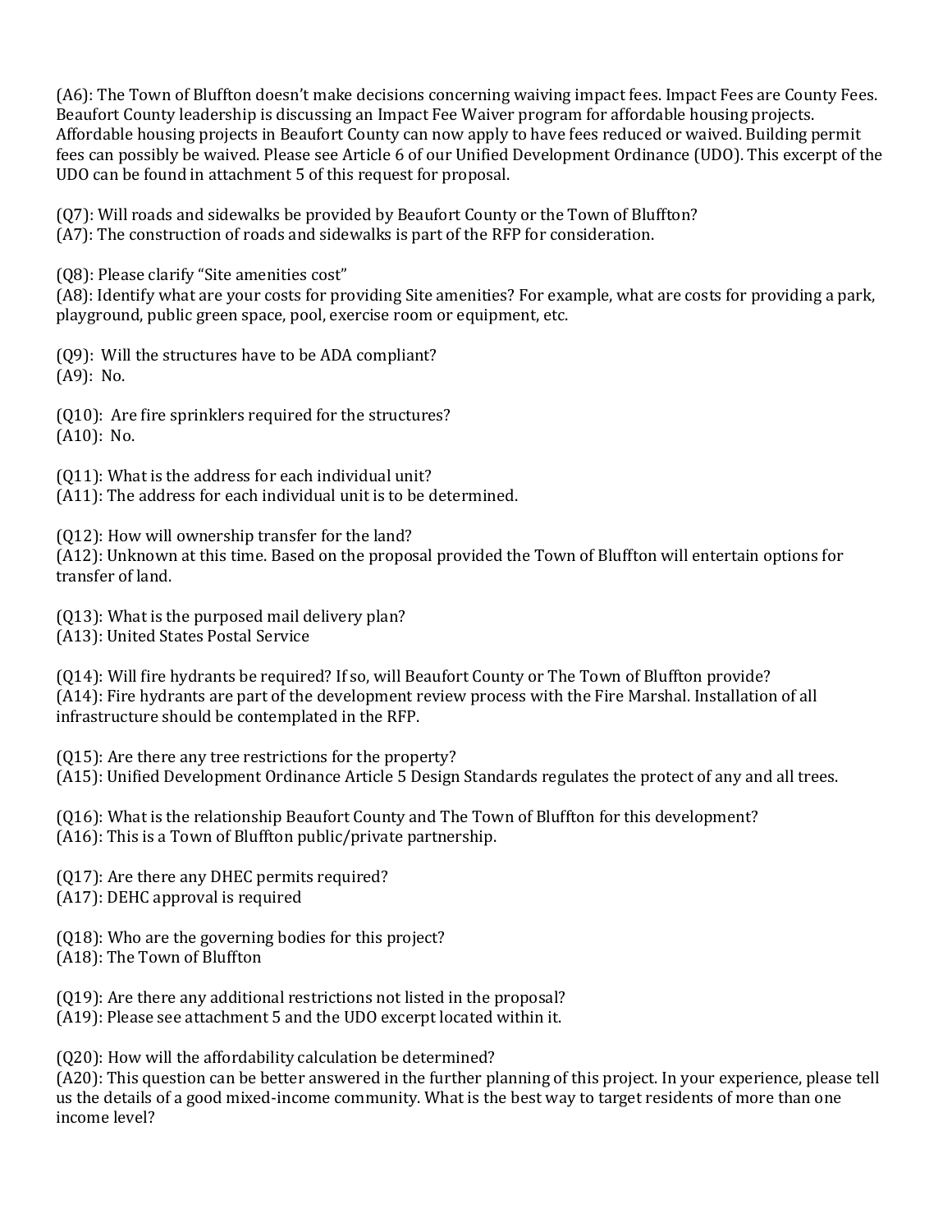(A6): The Town of Bluffton doesn't make decisions concerning waiving impact fees. Impact Fees are County Fees. Beaufort County leadership is discussing an Impact Fee Waiver program for affordable housing projects. Affordable housing projects in Beaufort County can now apply to have fees reduced or waived. Building permit fees can possibly be waived. Please see Article 6 of our Unified Development Ordinance (UDO). This excerpt of the UDO can be found in attachment 5 of this request for proposal.

(Q7): Will roads and sidewalks be provided by Beaufort County or the Town of Bluffton?
(A7): The construction of roads and sidewalks is part of the RFP for consideration.

(Q8): Please clarify "Site amenities cost"
(A8): Identify what are your costs for providing Site amenities? For example, what are costs for providing a park, playground, public green space, pool, exercise room or equipment, etc.

(Q9): Will the structures have to be ADA compliant?
(A9): No.

(Q10): Are fire sprinklers required for the structures?
(A10): No.

(Q11): What is the address for each individual unit?
(A11): The address for each individual unit is to be determined.

(Q12): How will ownership transfer for the land?
(A12): Unknown at this time. Based on the proposal provided the Town of Bluffton will entertain options for transfer of land.

(Q13): What is the purposed mail delivery plan?
(A13): United States Postal Service

(Q14): Will fire hydrants be required? If so, will Beaufort County or The Town of Bluffton provide?
(A14): Fire hydrants are part of the development review process with the Fire Marshal. Installation of all infrastructure should be contemplated in the RFP.

(Q15): Are there any tree restrictions for the property?
(A15): Unified Development Ordinance Article 5 Design Standards regulates the protect of any and all trees.

(Q16): What is the relationship Beaufort County and The Town of Bluffton for this development?
(A16): This is a Town of Bluffton public/private partnership.

(Q17): Are there any DHEC permits required?
(A17): DEHC approval is required

(Q18): Who are the governing bodies for this project?
(A18): The Town of Bluffton

(Q19): Are there any additional restrictions not listed in the proposal?
(A19): Please see attachment 5 and the UDO excerpt located within it.

(Q20): How will the affordability calculation be determined?
(A20): This question can be better answered in the further planning of this project. In your experience, please tell us the details of a good mixed-income community. What is the best way to target residents of more than one income level?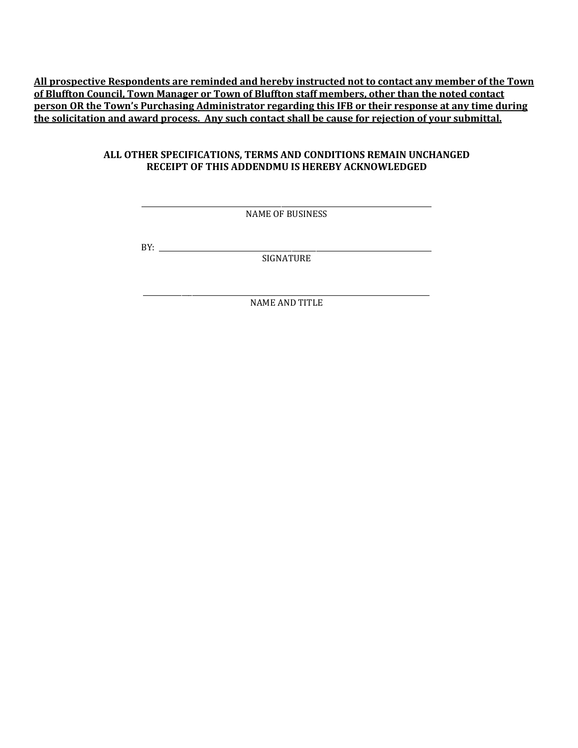**<u>All prospective Respondents are reminded and hereby instructed not to contact any member of the Town of Bluffton Council, Town Manager or Town of Bluffton staff members, other than the noted contact person OR the Town's Purchasing Administrator regarding this IFB or their response at any time during the solicitation and award process. Any such contact shall be cause for rejection of your submittal.</u>**

**ALL OTHER SPECIFICATIONS, TERMS AND CONDITIONS REMAIN UNCHANGED**
**RECEIPT OF THIS ADDENDMU IS HEREBY ACKNOWLEDGED**

\_\_\_\_\_\_\_\_\_\_\_\_\_\_\_\_\_\_\_\_\_\_\_\_\_\_\_\_\_\_\_\_\_\_\_\_\_\_\_\_\_\_\_\_
NAME OF BUSINESS

BY: \_\_\_\_\_\_\_\_\_\_\_\_\_\_\_\_\_\_\_\_\_\_\_\_\_\_\_\_\_\_\_\_\_\_\_\_\_\_\_\_\_
SIGNATURE

\_\_\_\_\_\_\_\_\_\_\_\_\_\_\_\_\_\_\_\_\_\_\_\_\_\_\_\_\_\_\_\_\_\_\_\_\_\_\_\_\_\_\_\_
NAME AND TITLE